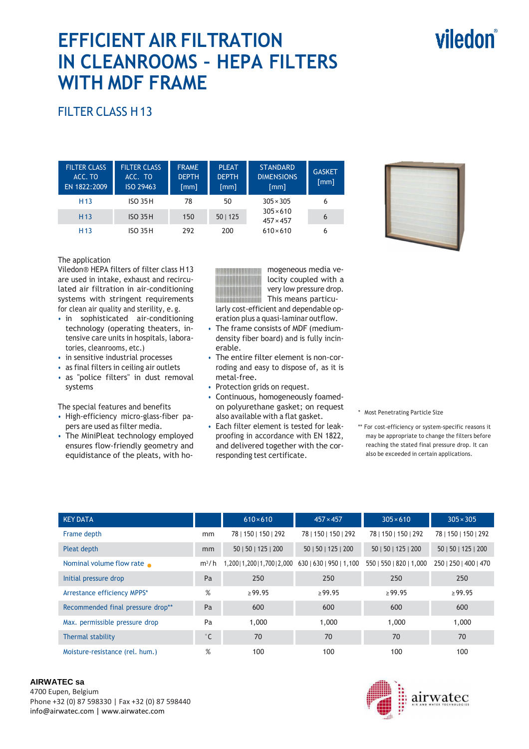# EFFICIENT AIR FILTRATION IN CLEANROOMS – HEPA FILTERS WITH MDF FRAME

## FILTER CLASS H 13

| FILTER CLASS ACC. TO EN 1822:2009 | FILTER CLASS ACC. TO ISO 29463 | FRAME DEPTH [mm] | PLEAT DEPTH [mm] | STANDARD DIMENSIONS [mm] | GASKET [mm] |
|---|---|---|---|---|---|
| H 13 | ISO 35 H | 78 | 50 | 305 × 305 | 6 |
| H 13 | ISO 35 H | 150 | 50 \| 125 | 305 × 610<br>457 × 457 | 6 |
| H 13 | ISO 35 H | 292 | 200 | 610 × 610 | 6 |

The application

Viledon® HEPA filters of filter class H 13 are used in intake, exhaust and recirculated air filtration in air-conditioning systems with stringent requirements for clean air quality and sterility, e. g.

- in sophisticated air-conditioning technology (operating theaters, intensive care units in hospitals, laboratories, cleanrooms, etc.)
- in sensitive industrial processes
- as final filters in ceiling air outlets
- as "police filters" in dust removal systems

The special features and benefits

- High-efficiency micro-glass-fiber papers are used as filter media.
- The MiniPleat technology employed ensures flow-friendly geometry and equidistance of the pleats, with homogeneous media velocity coupled with a very low pressure drop. This means particularly cost-efficient and dependable operation plus a quasi-laminar outflow.
- The frame consists of MDF (medium-density fiber board) and is fully incinerable.
- The entire filter element is non-corroding and easy to dispose of, as it is metal-free.
- Protection grids on request.
- Continuous, homogeneously foamed-on polyurethane gasket; on request also available with a flat gasket.
- Each filter element is tested for leakproofing in accordance with EN 1822, and delivered together with the corresponding test certificate.

\* Most Penetrating Particle Size

\*\* For cost-efficiency or system-specific reasons it may be appropriate to change the filters before reaching the stated final pressure drop. It can also be exceeded in certain applications.

| KEY DATA | | 610 × 610 | 457 × 457 | 305 × 610 | 305 × 305 |
|---|---|---|---|---|---|
| Frame depth | mm | 78 \| 150 \| 150 \| 292 | 78 \| 150 \| 150 \| 292 | 78 \| 150 \| 150 \| 292 | 78 \| 150 \| 150 \| 292 |
| Pleat depth | mm | 50 \| 50 \| 125 \| 200 | 50 \| 50 \| 125 \| 200 | 50 \| 50 \| 125 \| 200 | 50 \| 50 \| 125 \| 200 |
| Nominal volume flow rate ● | m³/h | 1,200 \| 1,200 \| 1,700 \| 2,000 | 630 \| 630 \| 950 \| 1,100 | 550 \| 550 \| 820 \| 1,000 | 250 \| 250 \| 400 \| 470 |
| Initial pressure drop | Pa | 250 | 250 | 250 | 250 |
| Arrestance efficiency MPPS* | % | ≥ 99.95 | ≥ 99.95 | ≥ 99.95 | ≥ 99.95 |
| Recommended final pressure drop** | Pa | 600 | 600 | 600 | 600 |
| Max. permissible pressure drop | Pa | 1,000 | 1,000 | 1,000 | 1,000 |
| Thermal stability | °C | 70 | 70 | 70 | 70 |
| Moisture-resistance (rel. hum.) | % | 100 | 100 | 100 | 100 |

**AIRWATEC sa**
4700 Eupen, Belgium
Phone +32 (0) 87 598330 | Fax +32 (0) 87 598440
info@airwatec.com | www.airwatec.com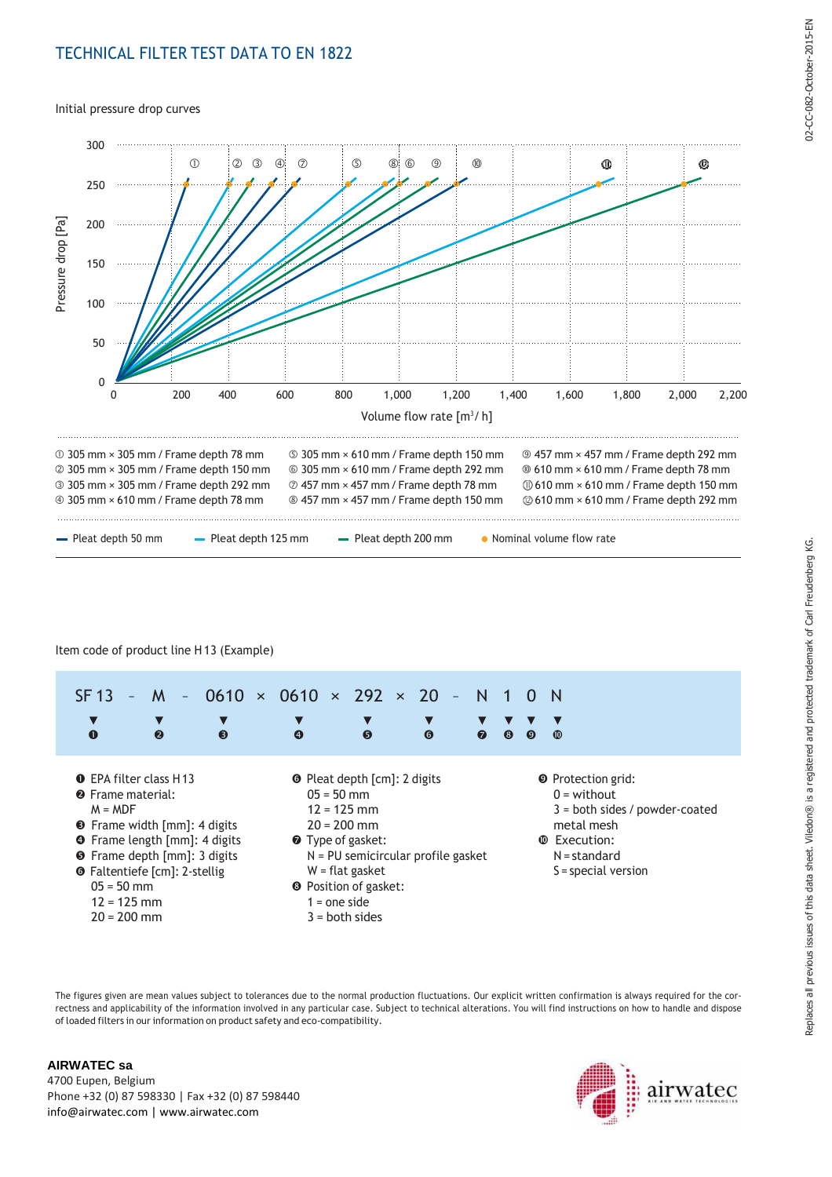## TECHNICAL FILTER TEST DATA TO EN 1822

Initial pressure drop curves

Pressure drop [Pa]

300
250
200
150
100
50
0

0 200 400 600 800 1,000 1,200 1,400 1,600 1,800 2,000 2,200

Volume flow rate [m³/ h]

① ② ③ ④ ⑦ ⑤ ⑧ ⑥ ⑨ ⑩ ⑪ ⑫

① 305 mm × 305 mm / Frame depth 78 mm
② 305 mm × 305 mm / Frame depth 150 mm
③ 305 mm × 305 mm / Frame depth 292 mm
④ 305 mm × 610 mm / Frame depth 78 mm
⑤ 305 mm × 610 mm / Frame depth 150 mm
⑥ 305 mm × 610 mm / Frame depth 292 mm
⑦ 457 mm × 457 mm / Frame depth 78 mm
⑧ 457 mm × 457 mm / Frame depth 150 mm
⑨ 457 mm × 457 mm / Frame depth 292 mm
⑩ 610 mm × 610 mm / Frame depth 78 mm
⑪ 610 mm × 610 mm / Frame depth 150 mm
⑫ 610 mm × 610 mm / Frame depth 292 mm

Pleat depth 50 mm — Pleat depth 125 mm — Pleat depth 200 mm — Nominal volume flow rate

Item code of product line H 13 (Example)

SF 13 – M – 0610 × 0610 × 292 × 20 – N 1 0 N

❶ ❷ ❸ ❹ ❺ ❻ ❼ ❽ ❾ ❿

❶ EPA filter class H 13
❷ Frame material:
M = MDF
❸ Frame width [mm]: 4 digits
❹ Frame length [mm]: 4 digits
❺ Frame depth [mm]: 3 digits
❻ Faltentiefe [cm]: 2-stellig
05 = 50 mm
12 = 125 mm
20 = 200 mm

❻ Pleat depth [cm]: 2 digits
05 = 50 mm
12 = 125 mm
20 = 200 mm
❼ Type of gasket:
N = PU semicircular profile gasket
W = flat gasket
❽ Position of gasket:
1 = one side
3 = both sides

❾ Protection grid:
0 = without
3 = both sides / powder-coated metal mesh
❿ Execution:
N = standard
S = special version

The figures given are mean values subject to tolerances due to the normal production fluctuations. Our explicit written confirmation is always required for the correctness and applicability of the information involved in any particular case. Subject to technical alterations. You will find instructions on how to handle and dispose of loaded filters in our information on product safety and eco-compatibility.

**AIRWATEC sa**
4700 Eupen, Belgium
Phone +32 (0) 87 598330 | Fax +32 (0) 87 598440
info@airwatec.com | www.airwatec.com

Replaces all previous issues of this data sheet. Viledon® is a registered and protected trademark of Carl Freudenberg KG.

02-CC-082-October-2015-EN